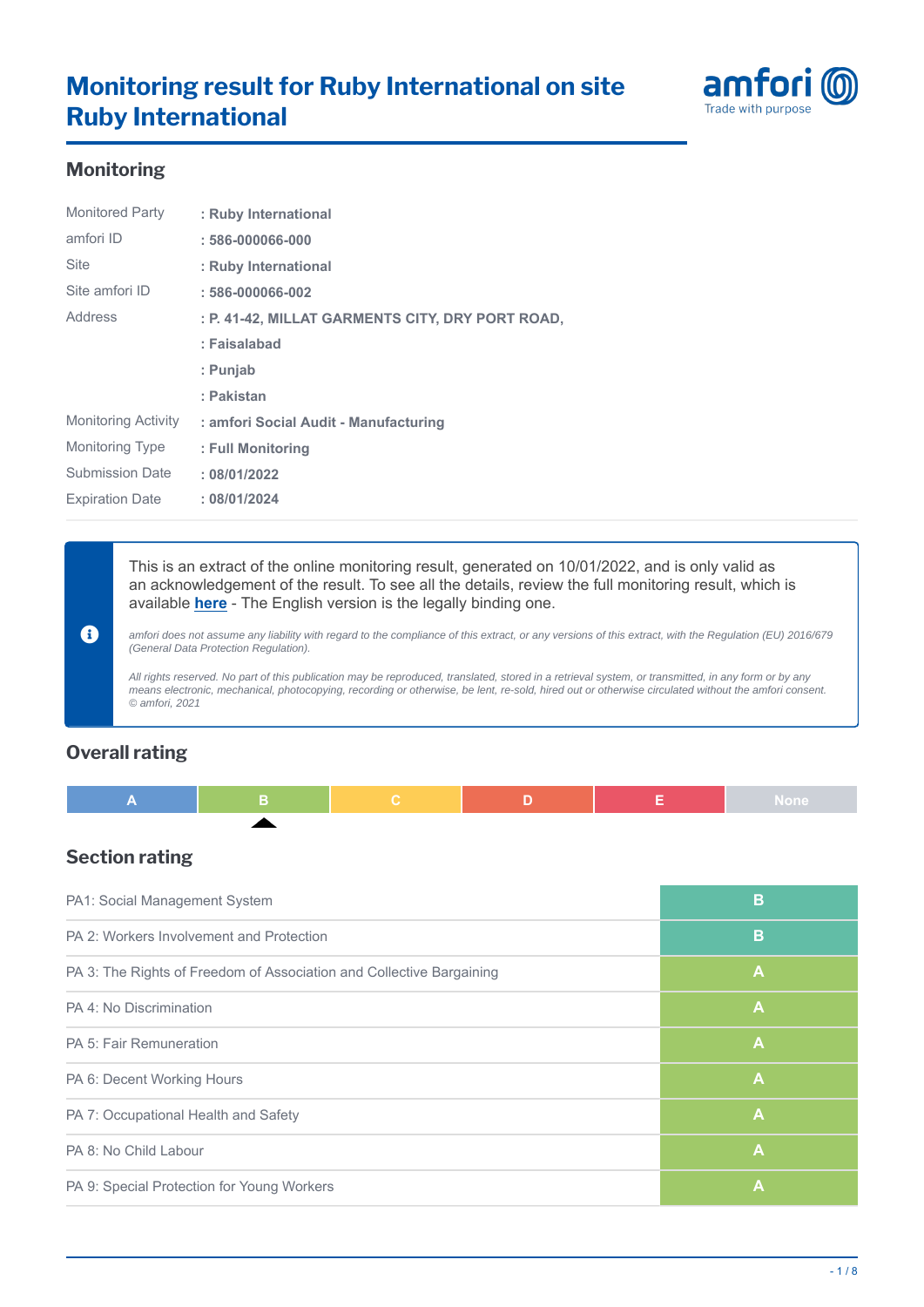# Monitoring result for Ruby International on site Ruby International

amfori
Trade with purpose

## Monitoring

| | |
|---|---|
| Monitored Party | : **Ruby International** |
| amfori ID | : **586-000066-000** |
| Site | : **Ruby International** |
| Site amfori ID | : **586-000066-002** |
| Address | : **P. 41-42, MILLAT GARMENTS CITY, DRY PORT ROAD,** |
| | : **Faisalabad** |
| | : **Punjab** |
| | : **Pakistan** |
| Monitoring Activity | : **amfori Social Audit - Manufacturing** |
| Monitoring Type | : **Full Monitoring** |
| Submission Date | : **08/01/2022** |
| Expiration Date | : **08/01/2024** |

This is an extract of the online monitoring result, generated on 10/01/2022, and is only valid as an acknowledgement of the result. To see all the details, review the full monitoring result, which is available **here** - The English version is the legally binding one.

*amfori does not assume any liability with regard to the compliance of this extract, or any versions of this extract, with the Regulation (EU) 2016/679 (General Data Protection Regulation).*

*All rights reserved. No part of this publication may be reproduced, translated, stored in a retrieval system, or transmitted, in any form or by any means electronic, mechanical, photocopying, recording or otherwise, be lent, re-sold, hired out or otherwise circulated without the amfori consent. © amfori, 2021*

## Overall rating

| A | B | C | D | E | None |
|---|---|---|---|---|---|
| | ▲ | | | | |

## Section rating

| Section | Rating |
|---|---|
| PA1: Social Management System | B |
| PA 2: Workers Involvement and Protection | B |
| PA 3: The Rights of Freedom of Association and Collective Bargaining | A |
| PA 4: No Discrimination | A |
| PA 5: Fair Remuneration | A |
| PA 6: Decent Working Hours | A |
| PA 7: Occupational Health and Safety | A |
| PA 8: No Child Labour | A |
| PA 9: Special Protection for Young Workers | A |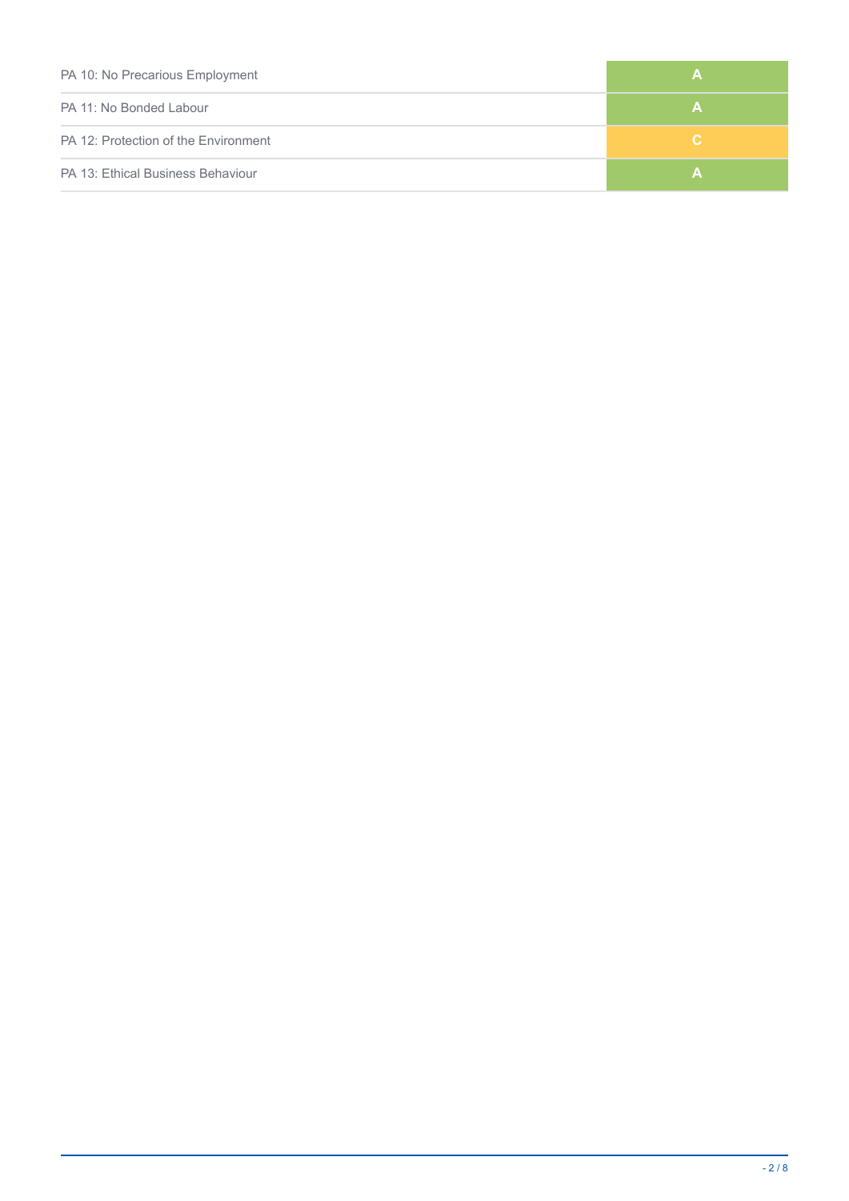| | |
|---|---|
| PA 10: No Precarious Employment | A |
| PA 11: No Bonded Labour | A |
| PA 12: Protection of the Environment | C |
| PA 13: Ethical Business Behaviour | A |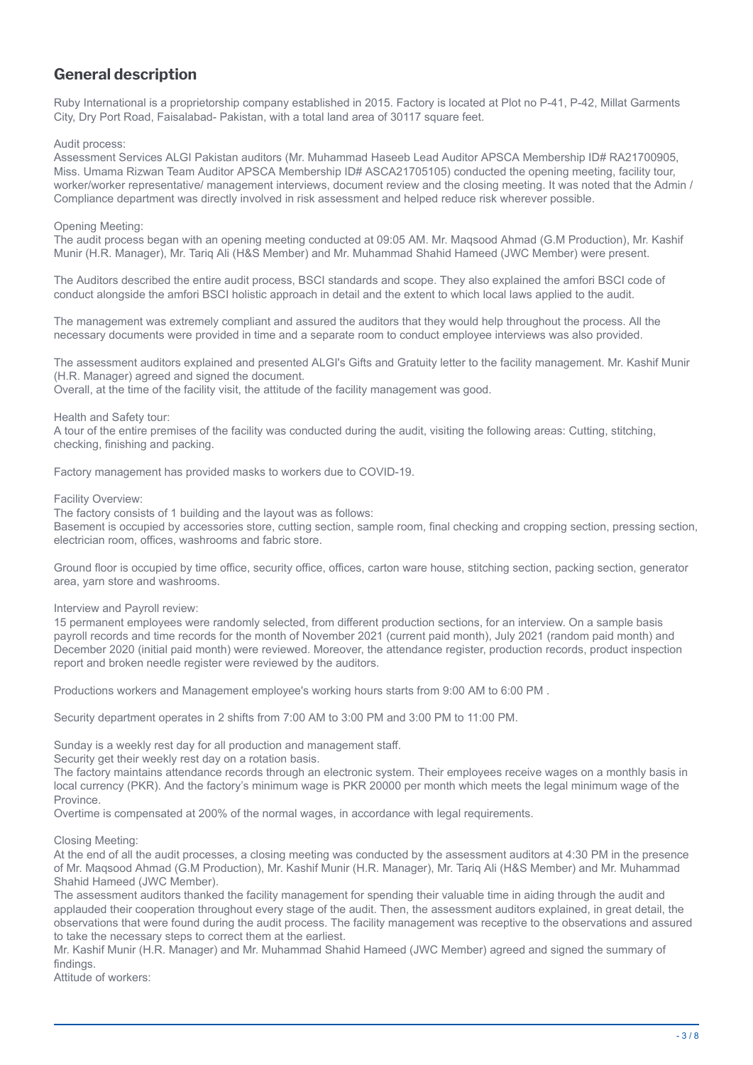## General description

Ruby International is a proprietorship company established in 2015. Factory is located at Plot no P-41, P-42, Millat Garments City, Dry Port Road, Faisalabad- Pakistan, with a total land area of 30117 square feet.

Audit process:
Assessment Services ALGI Pakistan auditors (Mr. Muhammad Haseeb Lead Auditor APSCA Membership ID# RA21700905, Miss. Umama Rizwan Team Auditor APSCA Membership ID# ASCA21705105) conducted the opening meeting, facility tour, worker/worker representative/ management interviews, document review and the closing meeting. It was noted that the Admin / Compliance department was directly involved in risk assessment and helped reduce risk wherever possible.

Opening Meeting:
The audit process began with an opening meeting conducted at 09:05 AM. Mr. Maqsood Ahmad (G.M Production), Mr. Kashif Munir (H.R. Manager), Mr. Tariq Ali (H&S Member) and Mr. Muhammad Shahid Hameed (JWC Member) were present.

The Auditors described the entire audit process, BSCI standards and scope. They also explained the amfori BSCI code of conduct alongside the amfori BSCI holistic approach in detail and the extent to which local laws applied to the audit.

The management was extremely compliant and assured the auditors that they would help throughout the process. All the necessary documents were provided in time and a separate room to conduct employee interviews was also provided.

The assessment auditors explained and presented ALGI's Gifts and Gratuity letter to the facility management. Mr. Kashif Munir (H.R. Manager) agreed and signed the document.
Overall, at the time of the facility visit, the attitude of the facility management was good.

Health and Safety tour:
A tour of the entire premises of the facility was conducted during the audit, visiting the following areas: Cutting, stitching, checking, finishing and packing.

Factory management has provided masks to workers due to COVID-19.

Facility Overview:
The factory consists of 1 building and the layout was as follows:
Basement is occupied by accessories store, cutting section, sample room, final checking and cropping section, pressing section, electrician room, offices, washrooms and fabric store.

Ground floor is occupied by time office, security office, offices, carton ware house, stitching section, packing section, generator area, yarn store and washrooms.

Interview and Payroll review:
15 permanent employees were randomly selected, from different production sections, for an interview. On a sample basis payroll records and time records for the month of November 2021 (current paid month), July 2021 (random paid month) and December 2020 (initial paid month) were reviewed. Moreover, the attendance register, production records, product inspection report and broken needle register were reviewed by the auditors.

Productions workers and Management employee's working hours starts from 9:00 AM to 6:00 PM .

Security department operates in 2 shifts from 7:00 AM to 3:00 PM and 3:00 PM to 11:00 PM.

Sunday is a weekly rest day for all production and management staff.
Security get their weekly rest day on a rotation basis.
The factory maintains attendance records through an electronic system. Their employees receive wages on a monthly basis in local currency (PKR). And the factory's minimum wage is PKR 20000 per month which meets the legal minimum wage of the Province.
Overtime is compensated at 200% of the normal wages, in accordance with legal requirements.

Closing Meeting:
At the end of all the audit processes, a closing meeting was conducted by the assessment auditors at 4:30 PM in the presence of Mr. Maqsood Ahmad (G.M Production), Mr. Kashif Munir (H.R. Manager), Mr. Tariq Ali (H&S Member) and Mr. Muhammad Shahid Hameed (JWC Member).
The assessment auditors thanked the facility management for spending their valuable time in aiding through the audit and applauded their cooperation throughout every stage of the audit. Then, the assessment auditors explained, in great detail, the observations that were found during the audit process. The facility management was receptive to the observations and assured to take the necessary steps to correct them at the earliest.
Mr. Kashif Munir (H.R. Manager) and Mr. Muhammad Shahid Hameed (JWC Member) agreed and signed the summary of findings.
Attitude of workers: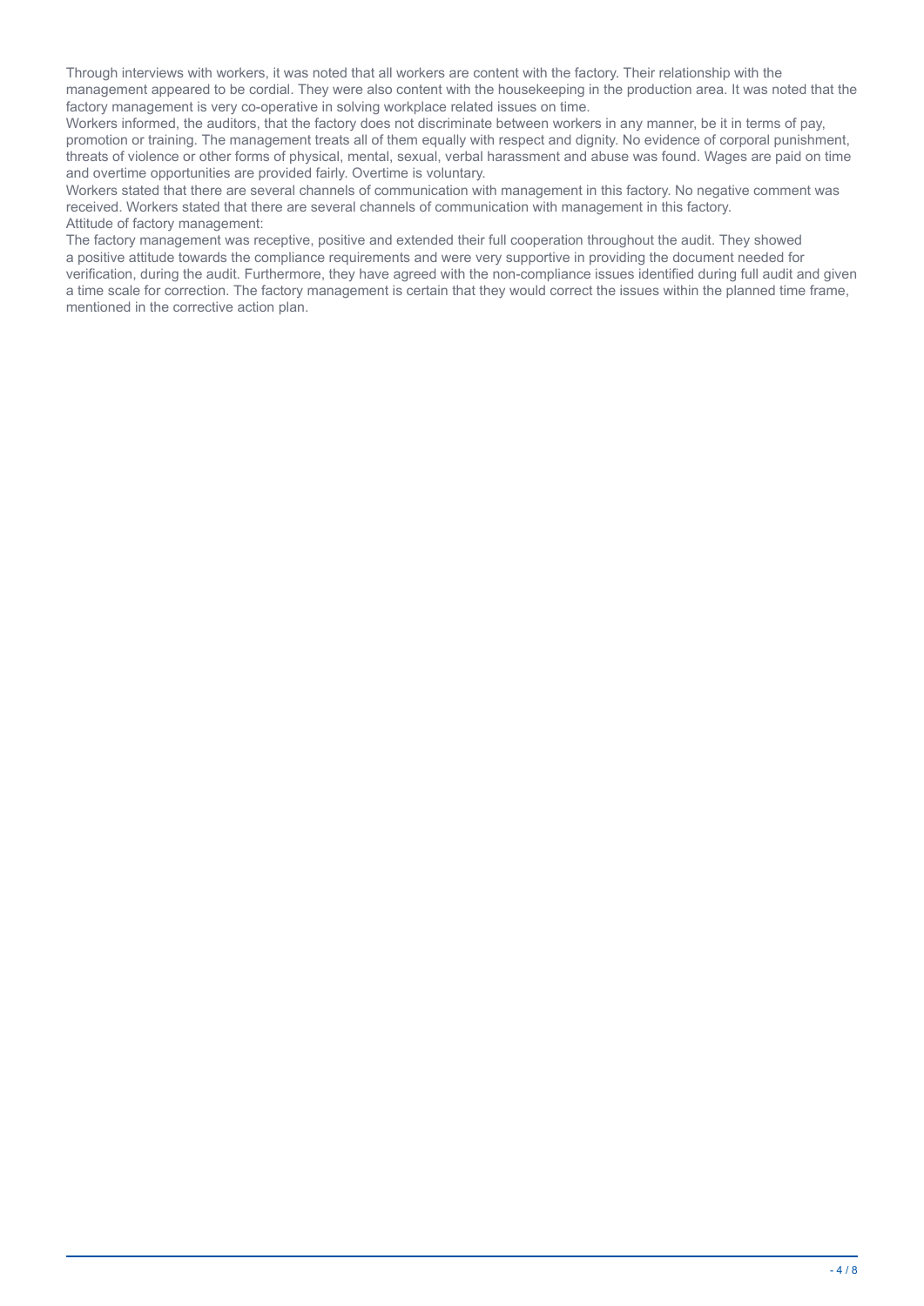Through interviews with workers, it was noted that all workers are content with the factory. Their relationship with the management appeared to be cordial. They were also content with the housekeeping in the production area. It was noted that the factory management is very co-operative in solving workplace related issues on time.

Workers informed, the auditors, that the factory does not discriminate between workers in any manner, be it in terms of pay, promotion or training. The management treats all of them equally with respect and dignity. No evidence of corporal punishment, threats of violence or other forms of physical, mental, sexual, verbal harassment and abuse was found. Wages are paid on time and overtime opportunities are provided fairly. Overtime is voluntary.

Workers stated that there are several channels of communication with management in this factory. No negative comment was received. Workers stated that there are several channels of communication with management in this factory.

Attitude of factory management:

The factory management was receptive, positive and extended their full cooperation throughout the audit. They showed a positive attitude towards the compliance requirements and were very supportive in providing the document needed for verification, during the audit. Furthermore, they have agreed with the non-compliance issues identified during full audit and given a time scale for correction. The factory management is certain that they would correct the issues within the planned time frame, mentioned in the corrective action plan.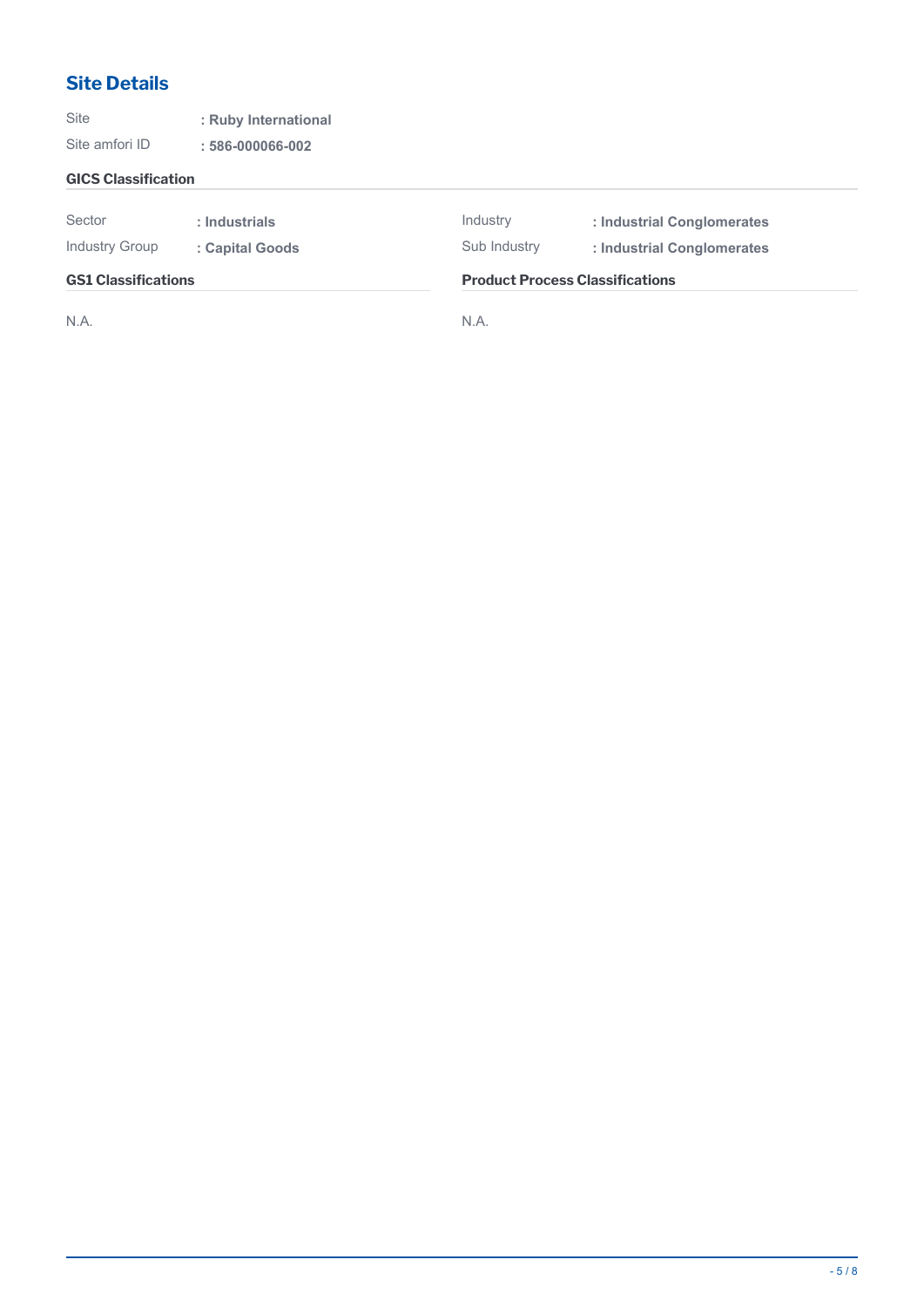## Site Details

Site : **Ruby International**

Site amfori ID : **586-000066-002**

### GICS Classification

| | | | |
|---|---|---|---|
| Sector | : **Industrials** | Industry | : **Industrial Conglomerates** |
| Industry Group | : **Capital Goods** | Sub Industry | : **Industrial Conglomerates** |

### GS1 Classifications

N.A.

### Product Process Classifications

N.A.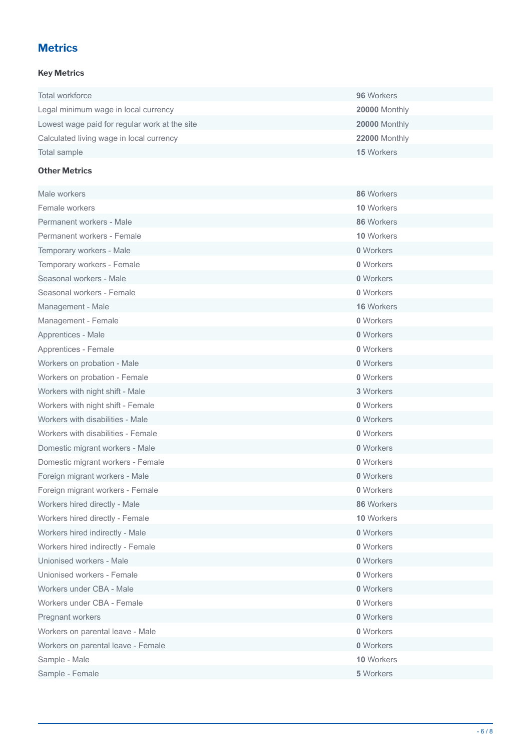## Metrics

### Key Metrics

| | |
|---|---|
| Total workforce | **96** Workers |
| Legal minimum wage in local currency | **20000** Monthly |
| Lowest wage paid for regular work at the site | **20000** Monthly |
| Calculated living wage in local currency | **22000** Monthly |
| Total sample | **15** Workers |

### Other Metrics

| | |
|---|---|
| Male workers | **86** Workers |
| Female workers | **10** Workers |
| Permanent workers - Male | **86** Workers |
| Permanent workers - Female | **10** Workers |
| Temporary workers - Male | **0** Workers |
| Temporary workers - Female | **0** Workers |
| Seasonal workers - Male | **0** Workers |
| Seasonal workers - Female | **0** Workers |
| Management - Male | **16** Workers |
| Management - Female | **0** Workers |
| Apprentices - Male | **0** Workers |
| Apprentices - Female | **0** Workers |
| Workers on probation - Male | **0** Workers |
| Workers on probation - Female | **0** Workers |
| Workers with night shift - Male | **3** Workers |
| Workers with night shift - Female | **0** Workers |
| Workers with disabilities - Male | **0** Workers |
| Workers with disabilities - Female | **0** Workers |
| Domestic migrant workers - Male | **0** Workers |
| Domestic migrant workers - Female | **0** Workers |
| Foreign migrant workers - Male | **0** Workers |
| Foreign migrant workers - Female | **0** Workers |
| Workers hired directly - Male | **86** Workers |
| Workers hired directly - Female | **10** Workers |
| Workers hired indirectly - Male | **0** Workers |
| Workers hired indirectly - Female | **0** Workers |
| Unionised workers - Male | **0** Workers |
| Unionised workers - Female | **0** Workers |
| Workers under CBA - Male | **0** Workers |
| Workers under CBA - Female | **0** Workers |
| Pregnant workers | **0** Workers |
| Workers on parental leave - Male | **0** Workers |
| Workers on parental leave - Female | **0** Workers |
| Sample - Male | **10** Workers |
| Sample - Female | **5** Workers |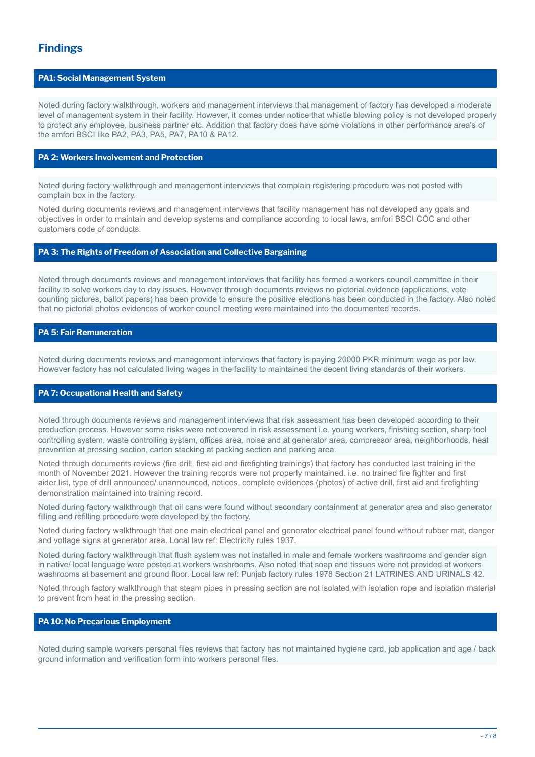## Findings

### PA1: Social Management System

Noted during factory walkthrough, workers and management interviews that management of factory has developed a moderate level of management system in their facility. However, it comes under notice that whistle blowing policy is not developed properly to protect any employee, business partner etc. Addition that factory does have some violations in other performance area's of the amfori BSCI like PA2, PA3, PA5, PA7, PA10 & PA12.

### PA 2: Workers Involvement and Protection

Noted during factory walkthrough and management interviews that complain registering procedure was not posted with complain box in the factory.

Noted during documents reviews and management interviews that facility management has not developed any goals and objectives in order to maintain and develop systems and compliance according to local laws, amfori BSCI COC and other customers code of conducts.

### PA 3: The Rights of Freedom of Association and Collective Bargaining

Noted through documents reviews and management interviews that facility has formed a workers council committee in their facility to solve workers day to day issues. However through documents reviews no pictorial evidence (applications, vote counting pictures, ballot papers) has been provide to ensure the positive elections has been conducted in the factory. Also noted that no pictorial photos evidences of worker council meeting were maintained into the documented records.

### PA 5: Fair Remuneration

Noted during documents reviews and management interviews that factory is paying 20000 PKR minimum wage as per law. However factory has not calculated living wages in the facility to maintained the decent living standards of their workers.

### PA 7: Occupational Health and Safety

Noted through documents reviews and management interviews that risk assessment has been developed according to their production process. However some risks were not covered in risk assessment i.e. young workers, finishing section, sharp tool controlling system, waste controlling system, offices area, noise and at generator area, compressor area, neighborhoods, heat prevention at pressing section, carton stacking at packing section and parking area.

Noted through documents reviews (fire drill, first aid and firefighting trainings) that factory has conducted last training in the month of November 2021. However the training records were not properly maintained. i.e. no trained fire fighter and first aider list, type of drill announced/ unannounced, notices, complete evidences (photos) of active drill, first aid and firefighting demonstration maintained into training record.

Noted during factory walkthrough that oil cans were found without secondary containment at generator area and also generator filling and refilling procedure were developed by the factory.

Noted during factory walkthrough that one main electrical panel and generator electrical panel found without rubber mat, danger and voltage signs at generator area. Local law ref: Electricity rules 1937.

Noted during factory walkthrough that flush system was not installed in male and female workers washrooms and gender sign in native/ local language were posted at workers washrooms. Also noted that soap and tissues were not provided at workers washrooms at basement and ground floor. Local law ref: Punjab factory rules 1978 Section 21 LATRINES AND URINALS 42.

Noted through factory walkthrough that steam pipes in pressing section are not isolated with isolation rope and isolation material to prevent from heat in the pressing section.

### PA 10: No Precarious Employment

Noted during sample workers personal files reviews that factory has not maintained hygiene card, job application and age / back ground information and verification form into workers personal files.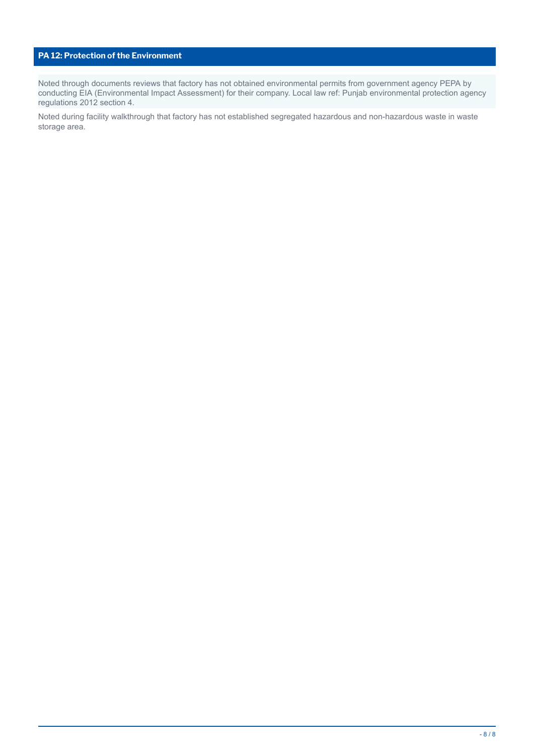## PA 12: Protection of the Environment

Noted through documents reviews that factory has not obtained environmental permits from government agency PEPA by conducting EIA (Environmental Impact Assessment) for their company. Local law ref: Punjab environmental protection agency regulations 2012 section 4.

Noted during facility walkthrough that factory has not established segregated hazardous and non-hazardous waste in waste storage area.